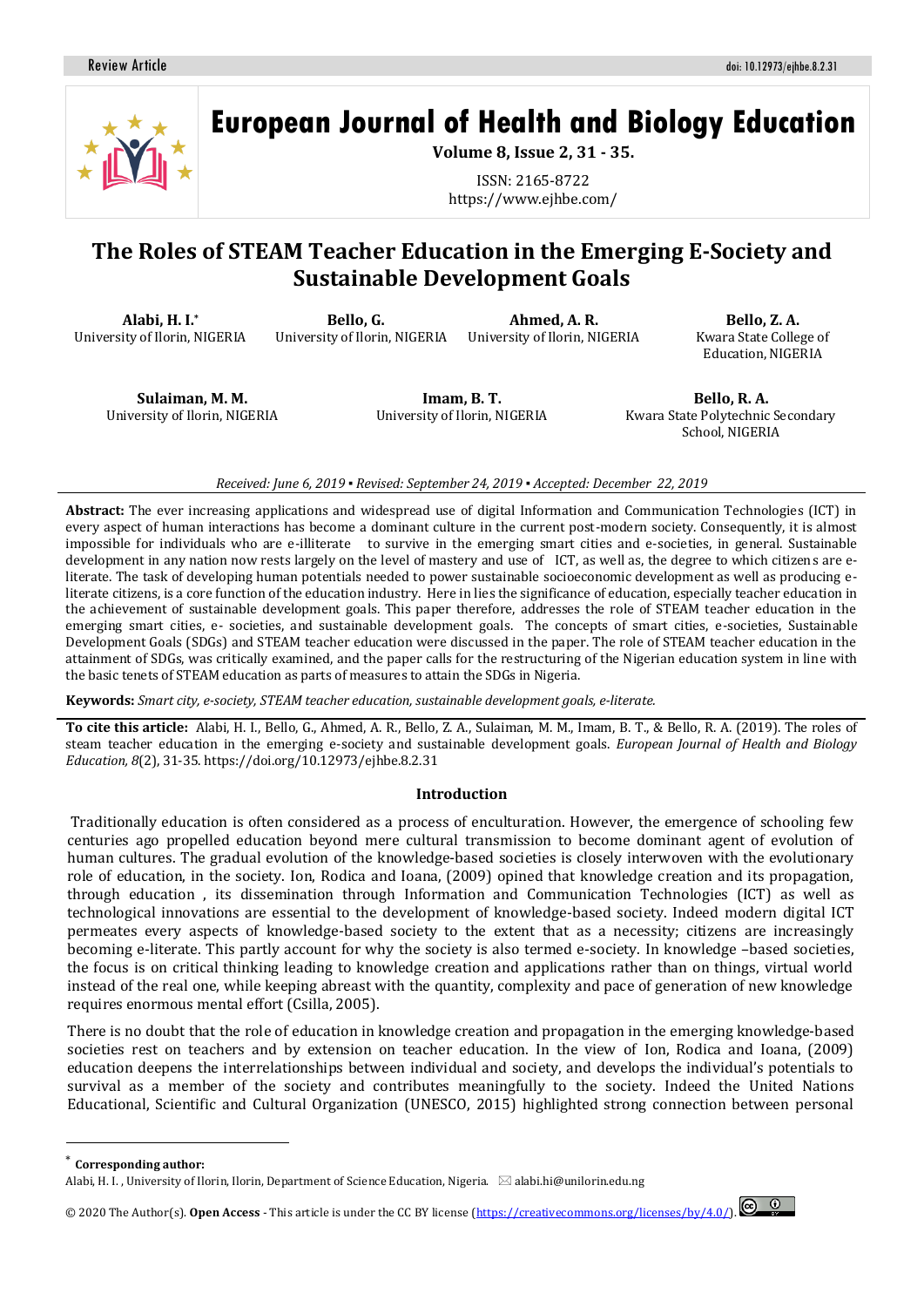Review Article

# European Journal of Health and Biology Education

Volume 8, Issue 2, 31 - 35.

ISSN: 2165-8722

https://www.ejhbe.com/

# The Roles of STEAM Teacher Education in the Emerging E-Society and Sustainable Development Goals

**Alabi, H. I.***
University of Ilorin, NIGERIA

**Bello, G.**
University of Ilorin, NIGERIA

**Ahmed, A. R.**
University of Ilorin, NIGERIA

**Bello, Z. A.**
Kwara State College of Education, NIGERIA

**Sulaiman, M. M.**
University of Ilorin, NIGERIA

**Imam, B. T.**
University of Ilorin, NIGERIA

**Bello, R. A.**
Kwara State Polytechnic Secondary School, NIGERIA

*Received: June 6, 2019 ▪ Revised: September 24, 2019 ▪ Accepted: December 22, 2019*

**Abstract:** The ever increasing applications and widespread use of digital Information and Communication Technologies (ICT) in every aspect of human interactions has become a dominant culture in the current post-modern society. Consequently, it is almost impossible for individuals who are e-illiterate to survive in the emerging smart cities and e-societies, in general. Sustainable development in any nation now rests largely on the level of mastery and use of ICT, as well as, the degree to which citizens are e-literate. The task of developing human potentials needed to power sustainable socioeconomic development as well as producing e-literate citizens, is a core function of the education industry. Here in lies the significance of education, especially teacher education in the achievement of sustainable development goals. This paper therefore, addresses the role of STEAM teacher education in the emerging smart cities, e- societies, and sustainable development goals. The concepts of smart cities, e-societies, Sustainable Development Goals (SDGs) and STEAM teacher education were discussed in the paper. The role of STEAM teacher education in the attainment of SDGs, was critically examined, and the paper calls for the restructuring of the Nigerian education system in line with the basic tenets of STEAM education as parts of measures to attain the SDGs in Nigeria.

**Keywords:** *Smart city, e-society, STEAM teacher education, sustainable development goals, e-literate.*

**To cite this article:** Alabi, H. I., Bello, G., Ahmed, A. R., Bello, Z. A., Sulaiman, M. M., Imam, B. T., & Bello, R. A. (2019). The roles of steam teacher education in the emerging e-society and sustainable development goals. *European Journal of Health and Biology Education, 8*(2), 31-35. https://doi.org/10.12973/ejhbe.8.2.31

## Introduction

Traditionally education is often considered as a process of enculturation. However, the emergence of schooling few centuries ago propelled education beyond mere cultural transmission to become dominant agent of evolution of human cultures. The gradual evolution of the knowledge-based societies is closely interwoven with the evolutionary role of education, in the society. Ion, Rodica and Ioana, (2009) opined that knowledge creation and its propagation, through education , its dissemination through Information and Communication Technologies (ICT) as well as technological innovations are essential to the development of knowledge-based society. Indeed modern digital ICT permeates every aspects of knowledge-based society to the extent that as a necessity; citizens are increasingly becoming e-literate. This partly account for why the society is also termed e-society. In knowledge –based societies, the focus is on critical thinking leading to knowledge creation and applications rather than on things, virtual world instead of the real one, while keeping abreast with the quantity, complexity and pace of generation of new knowledge requires enormous mental effort (Csilla, 2005).

There is no doubt that the role of education in knowledge creation and propagation in the emerging knowledge-based societies rest on teachers and by extension on teacher education. In the view of Ion, Rodica and Ioana, (2009) education deepens the interrelationships between individual and society, and develops the individual's potentials to survival as a member of the society and contributes meaningfully to the society. Indeed the United Nations Educational, Scientific and Cultural Organization (UNESCO, 2015) highlighted strong connection between personal

---

* **Corresponding author:**
Alabi, H. I. , University of Ilorin, Ilorin, Department of Science Education, Nigeria. ✉ alabi.hi@unilorin.edu.ng

© 2020 The Author(s). **Open Access** - This article is under the CC BY license (https://creativecommons.org/licenses/by/4.0/).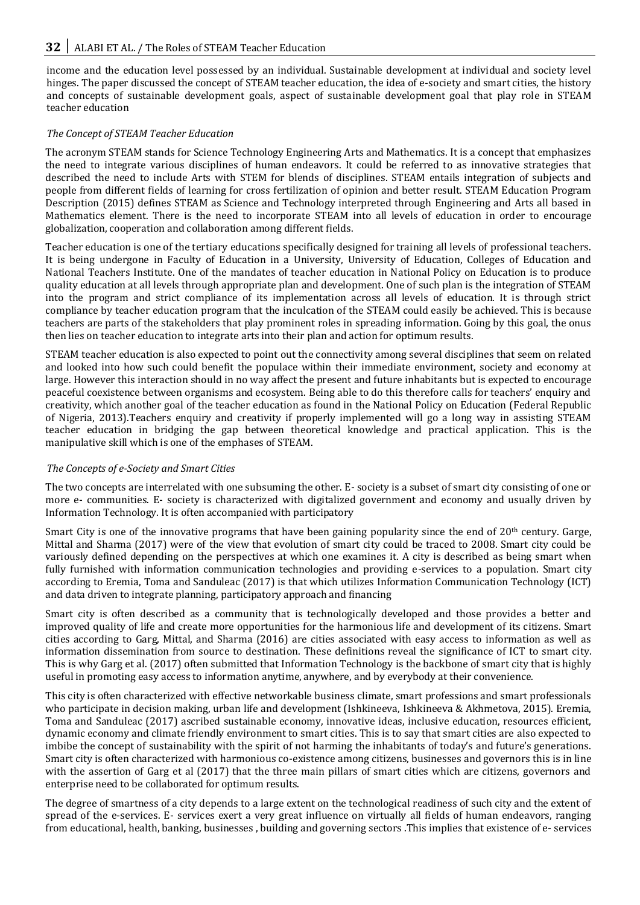income and the education level possessed by an individual. Sustainable development at individual and society level hinges. The paper discussed the concept of STEAM teacher education, the idea of e-society and smart cities, the history and concepts of sustainable development goals, aspect of sustainable development goal that play role in STEAM teacher education

### *The Concept of STEAM Teacher Education*

The acronym STEAM stands for Science Technology Engineering Arts and Mathematics. It is a concept that emphasizes the need to integrate various disciplines of human endeavors. It could be referred to as innovative strategies that described the need to include Arts with STEM for blends of disciplines. STEAM entails integration of subjects and people from different fields of learning for cross fertilization of opinion and better result. STEAM Education Program Description (2015) defines STEAM as Science and Technology interpreted through Engineering and Arts all based in Mathematics element. There is the need to incorporate STEAM into all levels of education in order to encourage globalization, cooperation and collaboration among different fields.

Teacher education is one of the tertiary educations specifically designed for training all levels of professional teachers. It is being undergone in Faculty of Education in a University, University of Education, Colleges of Education and National Teachers Institute. One of the mandates of teacher education in National Policy on Education is to produce quality education at all levels through appropriate plan and development. One of such plan is the integration of STEAM into the program and strict compliance of its implementation across all levels of education. It is through strict compliance by teacher education program that the inculcation of the STEAM could easily be achieved. This is because teachers are parts of the stakeholders that play prominent roles in spreading information. Going by this goal, the onus then lies on teacher education to integrate arts into their plan and action for optimum results.

STEAM teacher education is also expected to point out the connectivity among several disciplines that seem on related and looked into how such could benefit the populace within their immediate environment, society and economy at large. However this interaction should in no way affect the present and future inhabitants but is expected to encourage peaceful coexistence between organisms and ecosystem. Being able to do this therefore calls for teachers' enquiry and creativity, which another goal of the teacher education as found in the National Policy on Education (Federal Republic of Nigeria, 2013).Teachers enquiry and creativity if properly implemented will go a long way in assisting STEAM teacher education in bridging the gap between theoretical knowledge and practical application. This is the manipulative skill which is one of the emphases of STEAM.

### *The Concepts of e-Society and Smart Cities*

The two concepts are interrelated with one subsuming the other. E- society is a subset of smart city consisting of one or more e- communities. E- society is characterized with digitalized government and economy and usually driven by Information Technology. It is often accompanied with participatory

Smart City is one of the innovative programs that have been gaining popularity since the end of 20th century. Garge, Mittal and Sharma (2017) were of the view that evolution of smart city could be traced to 2008. Smart city could be variously defined depending on the perspectives at which one examines it. A city is described as being smart when fully furnished with information communication technologies and providing e-services to a population. Smart city according to Eremia, Toma and Sanduleac (2017) is that which utilizes Information Communication Technology (ICT) and data driven to integrate planning, participatory approach and financing

Smart city is often described as a community that is technologically developed and those provides a better and improved quality of life and create more opportunities for the harmonious life and development of its citizens. Smart cities according to Garg, Mittal, and Sharma (2016) are cities associated with easy access to information as well as information dissemination from source to destination. These definitions reveal the significance of ICT to smart city. This is why Garg et al. (2017) often submitted that Information Technology is the backbone of smart city that is highly useful in promoting easy access to information anytime, anywhere, and by everybody at their convenience.

This city is often characterized with effective networkable business climate, smart professions and smart professionals who participate in decision making, urban life and development (Ishkineeva, Ishkineeva & Akhmetova, 2015). Eremia, Toma and Sanduleac (2017) ascribed sustainable economy, innovative ideas, inclusive education, resources efficient, dynamic economy and climate friendly environment to smart cities. This is to say that smart cities are also expected to imbibe the concept of sustainability with the spirit of not harming the inhabitants of today's and future's generations. Smart city is often characterized with harmonious co-existence among citizens, businesses and governors this is in line with the assertion of Garg et al (2017) that the three main pillars of smart cities which are citizens, governors and enterprise need to be collaborated for optimum results.

The degree of smartness of a city depends to a large extent on the technological readiness of such city and the extent of spread of the e-services. E- services exert a very great influence on virtually all fields of human endeavors, ranging from educational, health, banking, businesses , building and governing sectors .This implies that existence of e- services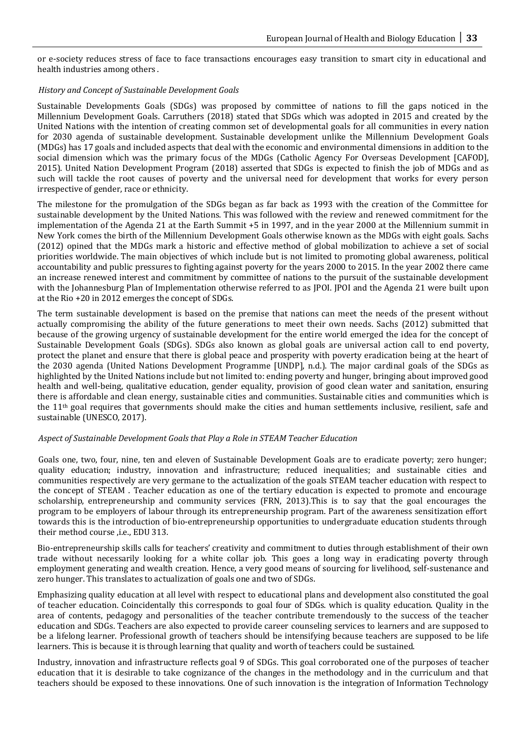or e-society reduces stress of face to face transactions encourages easy transition to smart city in educational and health industries among others .

### *History and Concept of Sustainable Development Goals*

Sustainable Developments Goals (SDGs) was proposed by committee of nations to fill the gaps noticed in the Millennium Development Goals. Carruthers (2018) stated that SDGs which was adopted in 2015 and created by the United Nations with the intention of creating common set of developmental goals for all communities in every nation for 2030 agenda of sustainable development. Sustainable development unlike the Millennium Development Goals (MDGs) has 17 goals and included aspects that deal with the economic and environmental dimensions in addition to the social dimension which was the primary focus of the MDGs (Catholic Agency For Overseas Development [CAFOD], 2015). United Nation Development Program (2018) asserted that SDGs is expected to finish the job of MDGs and as such will tackle the root causes of poverty and the universal need for development that works for every person irrespective of gender, race or ethnicity.

The milestone for the promulgation of the SDGs began as far back as 1993 with the creation of the Committee for sustainable development by the United Nations. This was followed with the review and renewed commitment for the implementation of the Agenda 21 at the Earth Summit +5 in 1997, and in the year 2000 at the Millennium summit in New York comes the birth of the Millennium Development Goals otherwise known as the MDGs with eight goals. Sachs (2012) opined that the MDGs mark a historic and effective method of global mobilization to achieve a set of social priorities worldwide. The main objectives of which include but is not limited to promoting global awareness, political accountability and public pressures to fighting against poverty for the years 2000 to 2015. In the year 2002 there came an increase renewed interest and commitment by committee of nations to the pursuit of the sustainable development with the Johannesburg Plan of Implementation otherwise referred to as JPOI. JPOI and the Agenda 21 were built upon at the Rio +20 in 2012 emerges the concept of SDGs.

The term sustainable development is based on the premise that nations can meet the needs of the present without actually compromising the ability of the future generations to meet their own needs. Sachs (2012) submitted that because of the growing urgency of sustainable development for the entire world emerged the idea for the concept of Sustainable Development Goals (SDGs). SDGs also known as global goals are universal action call to end poverty, protect the planet and ensure that there is global peace and prosperity with poverty eradication being at the heart of the 2030 agenda (United Nations Development Programme [UNDP], n.d.). The major cardinal goals of the SDGs as highlighted by the United Nations include but not limited to: ending poverty and hunger, bringing about improved good health and well-being, qualitative education, gender equality, provision of good clean water and sanitation, ensuring there is affordable and clean energy, sustainable cities and communities. Sustainable cities and communities which is the 11th goal requires that governments should make the cities and human settlements inclusive, resilient, safe and sustainable (UNESCO, 2017).

### *Aspect of Sustainable Development Goals that Play a Role in STEAM Teacher Education*

Goals one, two, four, nine, ten and eleven of Sustainable Development Goals are to eradicate poverty; zero hunger; quality education; industry, innovation and infrastructure; reduced inequalities; and sustainable cities and communities respectively are very germane to the actualization of the goals STEAM teacher education with respect to the concept of STEAM . Teacher education as one of the tertiary education is expected to promote and encourage scholarship, entrepreneurship and community services (FRN, 2013).This is to say that the goal encourages the program to be employers of labour through its entrepreneurship program. Part of the awareness sensitization effort towards this is the introduction of bio-entrepreneurship opportunities to undergraduate education students through their method course ,i.e., EDU 313.

Bio-entrepreneurship skills calls for teachers' creativity and commitment to duties through establishment of their own trade without necessarily looking for a white collar job. This goes a long way in eradicating poverty through employment generating and wealth creation. Hence, a very good means of sourcing for livelihood, self-sustenance and zero hunger. This translates to actualization of goals one and two of SDGs.

Emphasizing quality education at all level with respect to educational plans and development also constituted the goal of teacher education. Coincidentally this corresponds to goal four of SDGs. which is quality education. Quality in the area of contents, pedagogy and personalities of the teacher contribute tremendously to the success of the teacher education and SDGs. Teachers are also expected to provide career counseling services to learners and are supposed to be a lifelong learner. Professional growth of teachers should be intensifying because teachers are supposed to be life learners. This is because it is through learning that quality and worth of teachers could be sustained.

Industry, innovation and infrastructure reflects goal 9 of SDGs. This goal corroborated one of the purposes of teacher education that it is desirable to take cognizance of the changes in the methodology and in the curriculum and that teachers should be exposed to these innovations. One of such innovation is the integration of Information Technology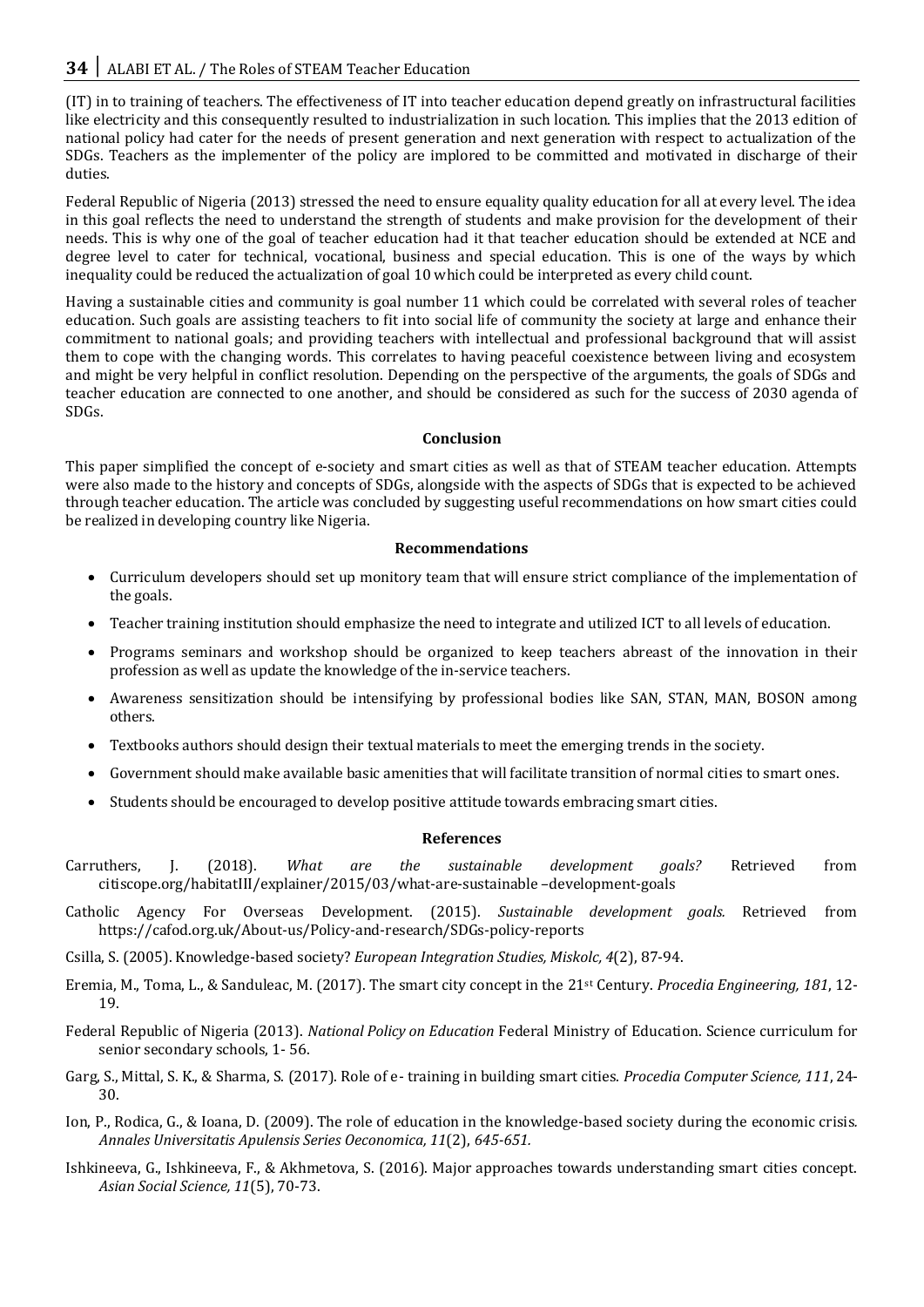(IT) in to training of teachers. The effectiveness of IT into teacher education depend greatly on infrastructural facilities like electricity and this consequently resulted to industrialization in such location. This implies that the 2013 edition of national policy had cater for the needs of present generation and next generation with respect to actualization of the SDGs. Teachers as the implementer of the policy are implored to be committed and motivated in discharge of their duties.

Federal Republic of Nigeria (2013) stressed the need to ensure equality quality education for all at every level. The idea in this goal reflects the need to understand the strength of students and make provision for the development of their needs. This is why one of the goal of teacher education had it that teacher education should be extended at NCE and degree level to cater for technical, vocational, business and special education. This is one of the ways by which inequality could be reduced the actualization of goal 10 which could be interpreted as every child count.

Having a sustainable cities and community is goal number 11 which could be correlated with several roles of teacher education. Such goals are assisting teachers to fit into social life of community the society at large and enhance their commitment to national goals; and providing teachers with intellectual and professional background that will assist them to cope with the changing words. This correlates to having peaceful coexistence between living and ecosystem and might be very helpful in conflict resolution. Depending on the perspective of the arguments, the goals of SDGs and teacher education are connected to one another, and should be considered as such for the success of 2030 agenda of SDGs.

## Conclusion

This paper simplified the concept of e-society and smart cities as well as that of STEAM teacher education. Attempts were also made to the history and concepts of SDGs, alongside with the aspects of SDGs that is expected to be achieved through teacher education. The article was concluded by suggesting useful recommendations on how smart cities could be realized in developing country like Nigeria.

## Recommendations

- Curriculum developers should set up monitory team that will ensure strict compliance of the implementation of the goals.
- Teacher training institution should emphasize the need to integrate and utilized ICT to all levels of education.
- Programs seminars and workshop should be organized to keep teachers abreast of the innovation in their profession as well as update the knowledge of the in-service teachers.
- Awareness sensitization should be intensifying by professional bodies like SAN, STAN, MAN, BOSON among others.
- Textbooks authors should design their textual materials to meet the emerging trends in the society.
- Government should make available basic amenities that will facilitate transition of normal cities to smart ones.
- Students should be encouraged to develop positive attitude towards embracing smart cities.

## References

Carruthers, J. (2018). *What are the sustainable development goals?* Retrieved from citiscope.org/habitatIII/explainer/2015/03/what-are-sustainable –development-goals

Catholic Agency For Overseas Development. (2015). *Sustainable development goals.* Retrieved from https://cafod.org.uk/About-us/Policy-and-research/SDGs-policy-reports

Csilla, S. (2005). Knowledge-based society? *European Integration Studies, Miskolc, 4*(2), 87-94.

Eremia, M., Toma, L., & Sanduleac, M. (2017). The smart city concept in the 21st Century. *Procedia Engineering, 181*, 12-19.

Federal Republic of Nigeria (2013). *National Policy on Education* Federal Ministry of Education. Science curriculum for senior secondary schools, 1- 56.

Garg, S., Mittal, S. K., & Sharma, S. (2017). Role of e- training in building smart cities. *Procedia Computer Science, 111*, 24-30.

Ion, P., Rodica, G., & Ioana, D. (2009). The role of education in the knowledge-based society during the economic crisis. *Annales Universitatis Apulensis Series Oeconomica, 11*(2), *645-651.*

Ishkineeva, G., Ishkineeva, F., & Akhmetova, S. (2016). Major approaches towards understanding smart cities concept. *Asian Social Science, 11*(5), 70-73.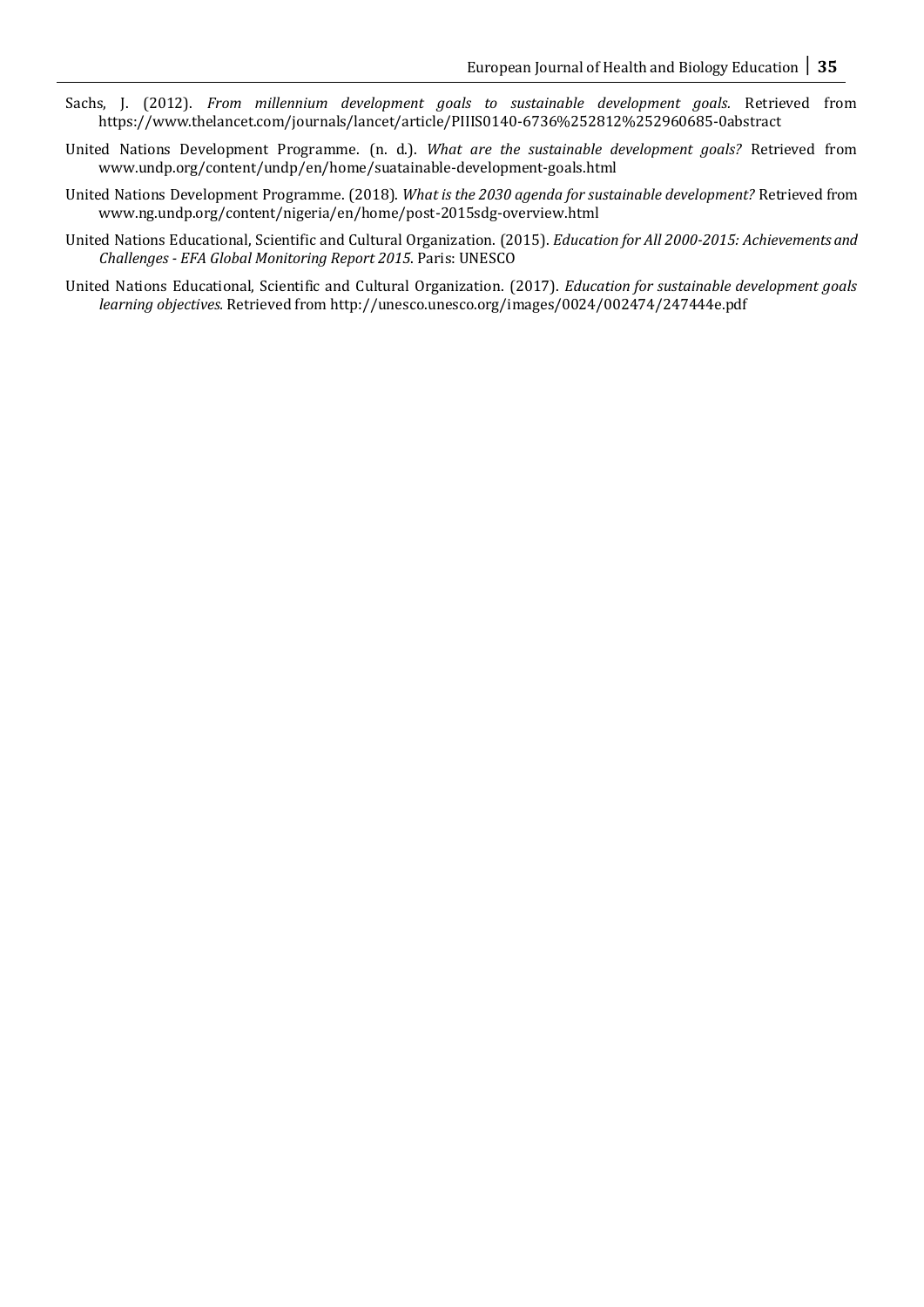Sachs, J. (2012). *From millennium development goals to sustainable development goals.* Retrieved from https://www.thelancet.com/journals/lancet/article/PIIS0140-6736%252812%252960685-0abstract

United Nations Development Programme. (n. d.). *What are the sustainable development goals?* Retrieved from www.undp.org/content/undp/en/home/suatainable-development-goals.html

United Nations Development Programme. (2018). *What is the 2030 agenda for sustainable development?* Retrieved from www.ng.undp.org/content/nigeria/en/home/post-2015sdg-overview.html

United Nations Educational, Scientific and Cultural Organization. (2015). *Education for All 2000-2015: Achievements and Challenges - EFA Global Monitoring Report 2015*. Paris: UNESCO

United Nations Educational, Scientific and Cultural Organization. (2017). *Education for sustainable development goals learning objectives.* Retrieved from http://unesco.unesco.org/images/0024/002474/247444e.pdf